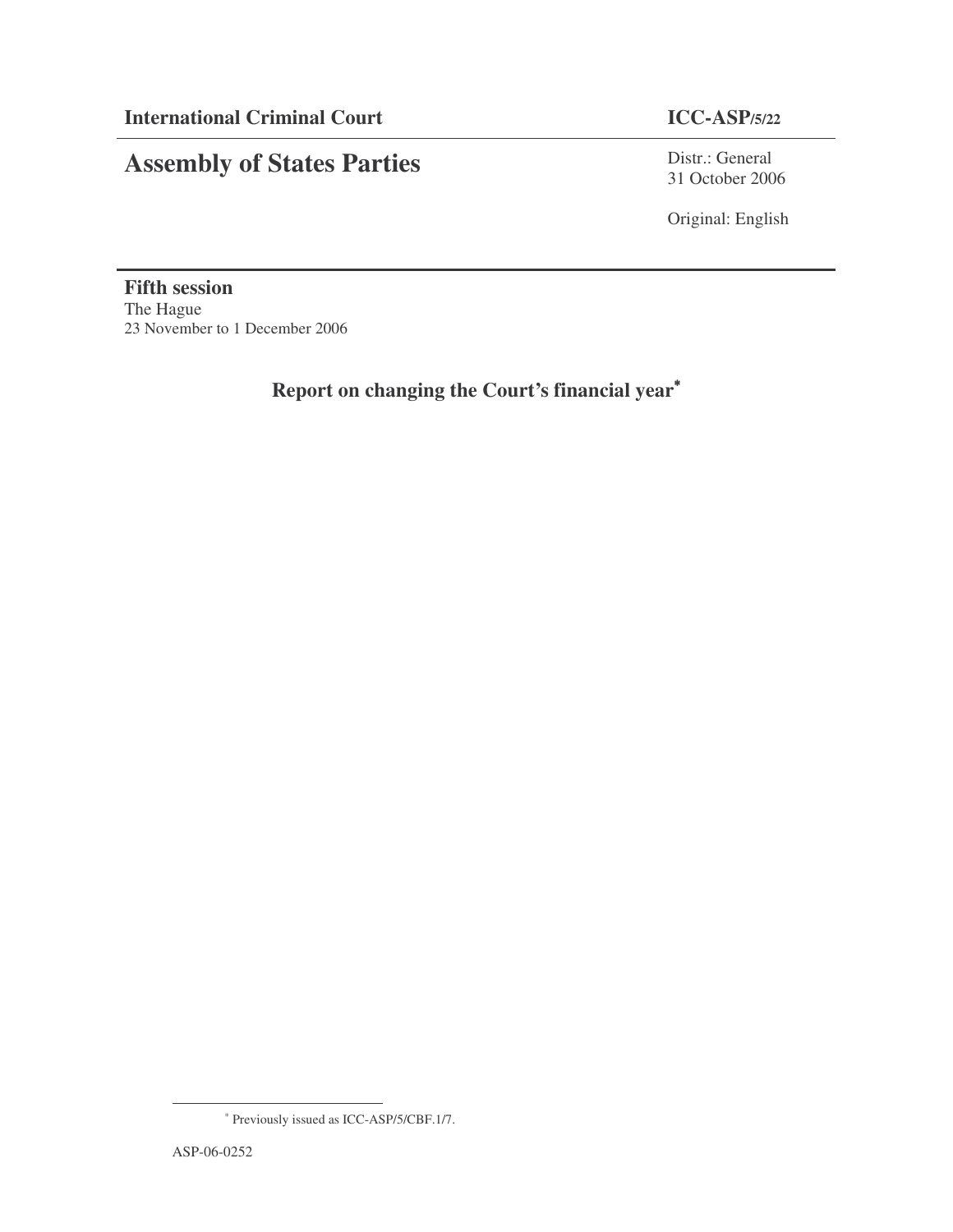**International Criminal Court** **ICC-ASP/5/22**

# Assembly of States Parties

Distr.: General
31 October 2006

Original: English

**Fifth session**
The Hague
23 November to 1 December 2006

## Report on changing the Court's financial year[*]

[*] Previously issued as ICC-ASP/5/CBF.1/7.

ASP-06-0252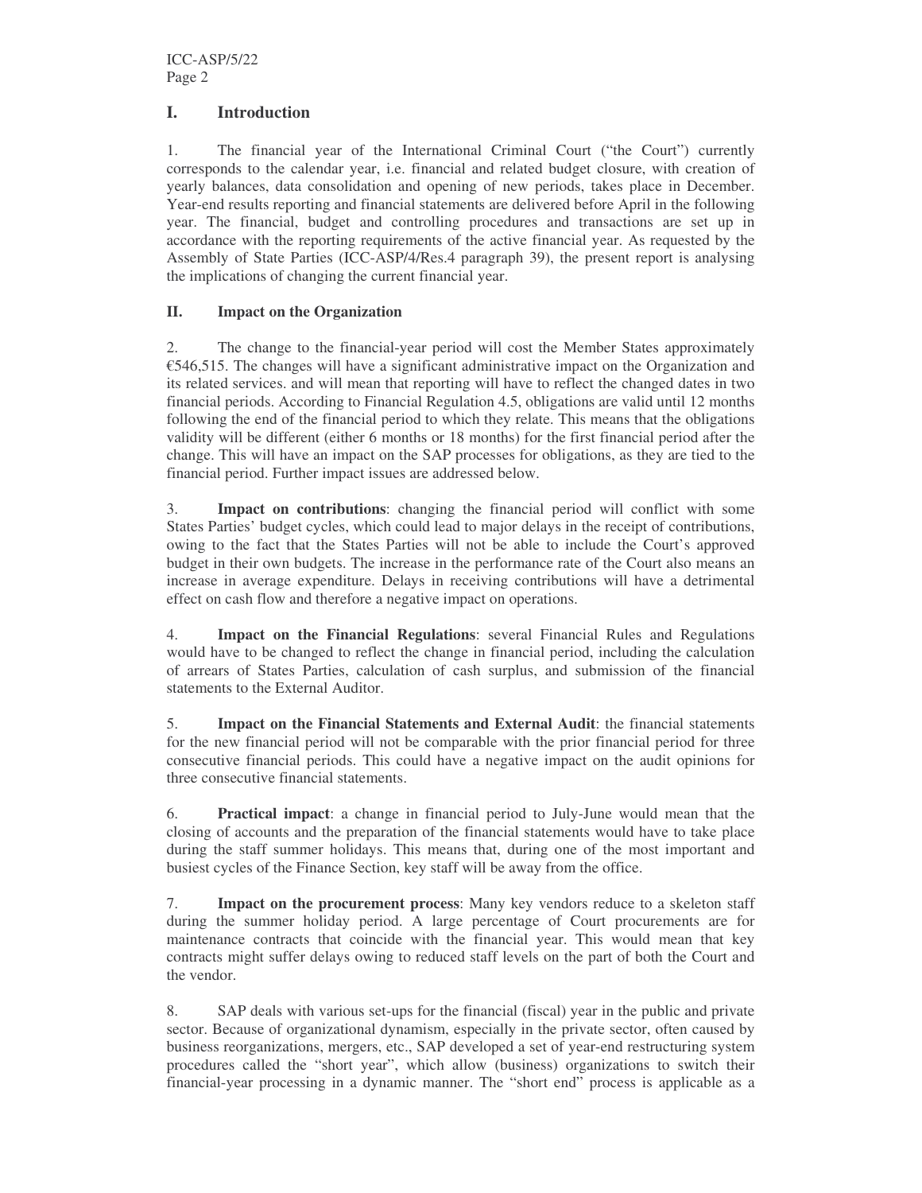## I. Introduction

1. The financial year of the International Criminal Court ("the Court") currently corresponds to the calendar year, i.e. financial and related budget closure, with creation of yearly balances, data consolidation and opening of new periods, takes place in December. Year-end results reporting and financial statements are delivered before April in the following year. The financial, budget and controlling procedures and transactions are set up in accordance with the reporting requirements of the active financial year. As requested by the Assembly of State Parties (ICC-ASP/4/Res.4 paragraph 39), the present report is analysing the implications of changing the current financial year.

## II. Impact on the Organization

2. The change to the financial-year period will cost the Member States approximately €546,515. The changes will have a significant administrative impact on the Organization and its related services. and will mean that reporting will have to reflect the changed dates in two financial periods. According to Financial Regulation 4.5, obligations are valid until 12 months following the end of the financial period to which they relate. This means that the obligations validity will be different (either 6 months or 18 months) for the first financial period after the change. This will have an impact on the SAP processes for obligations, as they are tied to the financial period. Further impact issues are addressed below.

3. **Impact on contributions**: changing the financial period will conflict with some States Parties' budget cycles, which could lead to major delays in the receipt of contributions, owing to the fact that the States Parties will not be able to include the Court's approved budget in their own budgets. The increase in the performance rate of the Court also means an increase in average expenditure. Delays in receiving contributions will have a detrimental effect on cash flow and therefore a negative impact on operations.

4. **Impact on the Financial Regulations**: several Financial Rules and Regulations would have to be changed to reflect the change in financial period, including the calculation of arrears of States Parties, calculation of cash surplus, and submission of the financial statements to the External Auditor.

5. **Impact on the Financial Statements and External Audit**: the financial statements for the new financial period will not be comparable with the prior financial period for three consecutive financial periods. This could have a negative impact on the audit opinions for three consecutive financial statements.

6. **Practical impact**: a change in financial period to July-June would mean that the closing of accounts and the preparation of the financial statements would have to take place during the staff summer holidays. This means that, during one of the most important and busiest cycles of the Finance Section, key staff will be away from the office.

7. **Impact on the procurement process**: Many key vendors reduce to a skeleton staff during the summer holiday period. A large percentage of Court procurements are for maintenance contracts that coincide with the financial year. This would mean that key contracts might suffer delays owing to reduced staff levels on the part of both the Court and the vendor.

8. SAP deals with various set-ups for the financial (fiscal) year in the public and private sector. Because of organizational dynamism, especially in the private sector, often caused by business reorganizations, mergers, etc., SAP developed a set of year-end restructuring system procedures called the "short year", which allow (business) organizations to switch their financial-year processing in a dynamic manner. The "short end" process is applicable as a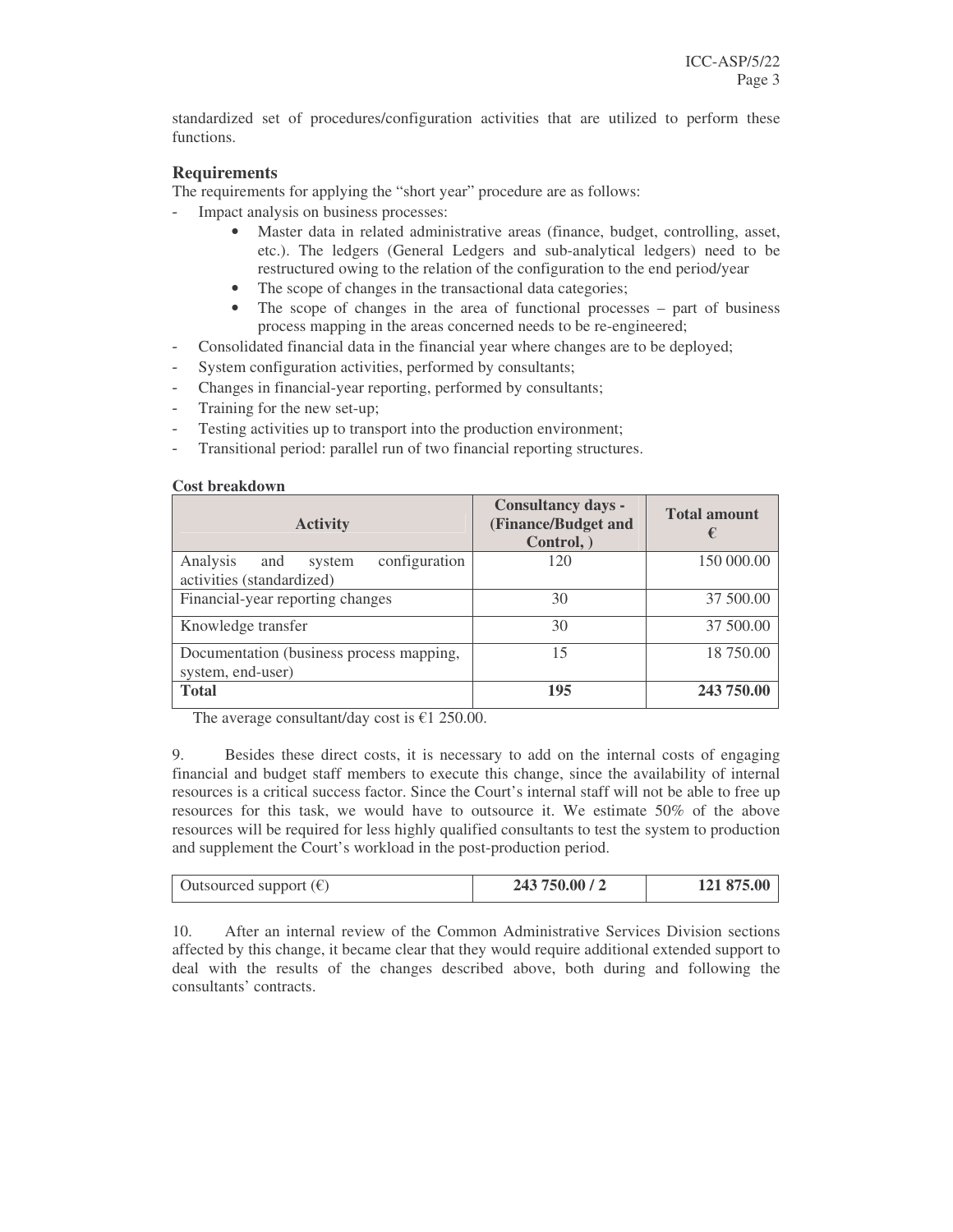standardized set of procedures/configuration activities that are utilized to perform these functions.

### Requirements

The requirements for applying the "short year" procedure are as follows:

- Impact analysis on business processes:
    - Master data in related administrative areas (finance, budget, controlling, asset, etc.). The ledgers (General Ledgers and sub-analytical ledgers) need to be restructured owing to the relation of the configuration to the end period/year
    - The scope of changes in the transactional data categories;
    - The scope of changes in the area of functional processes – part of business process mapping in the areas concerned needs to be re-engineered;
- Consolidated financial data in the financial year where changes are to be deployed;
- System configuration activities, performed by consultants;
- Changes in financial-year reporting, performed by consultants;
- Training for the new set-up;
- Testing activities up to transport into the production environment;
- Transitional period: parallel run of two financial reporting structures.

**Cost breakdown**

| Activity | Consultancy days - (Finance/Budget and Control, ) | Total amount € |
|---|---|---|
| Analysis and system configuration activities (standardized) | 120 | 150 000.00 |
| Financial-year reporting changes | 30 | 37 500.00 |
| Knowledge transfer | 30 | 37 500.00 |
| Documentation (business process mapping, system, end-user) | 15 | 18 750.00 |
| **Total** | **195** | **243 750.00** |

The average consultant/day cost is €1 250.00.

9. Besides these direct costs, it is necessary to add on the internal costs of engaging financial and budget staff members to execute this change, since the availability of internal resources is a critical success factor. Since the Court's internal staff will not be able to free up resources for this task, we would have to outsource it. We estimate 50% of the above resources will be required for less highly qualified consultants to test the system to production and supplement the Court's workload in the post-production period.

| Outsourced support (€) | **243 750.00 / 2** | **121 875.00** |
|---|---|---|

10. After an internal review of the Common Administrative Services Division sections affected by this change, it became clear that they would require additional extended support to deal with the results of the changes described above, both during and following the consultants' contracts.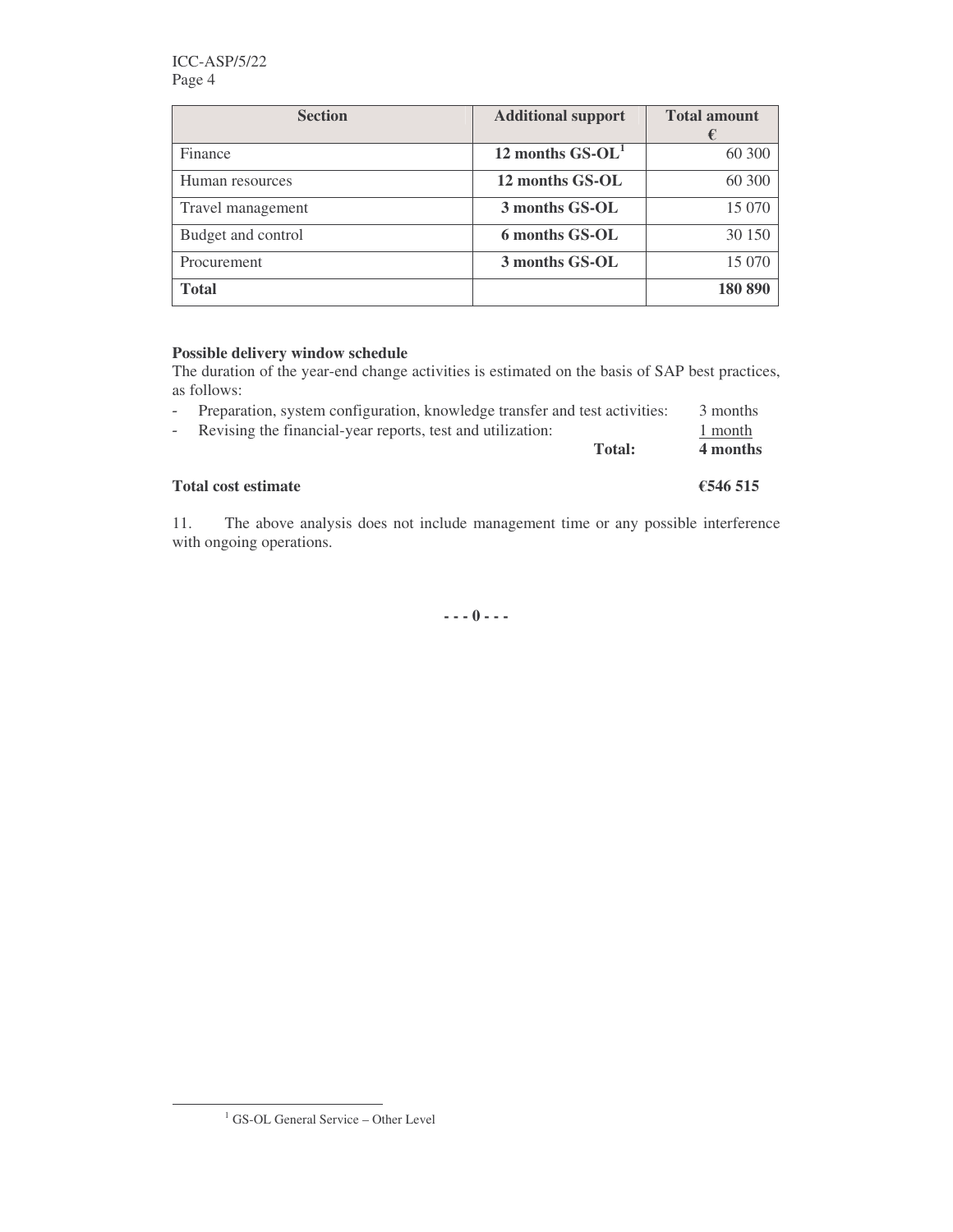| Section | Additional support | Total amount € |
|---|---|---|
| Finance | **12 months GS-OL**[1] | 60 300 |
| Human resources | **12 months GS-OL** | 60 300 |
| Travel management | **3 months GS-OL** | 15 070 |
| Budget and control | **6 months GS-OL** | 30 150 |
| Procurement | **3 months GS-OL** | 15 070 |
| **Total** | | **180 890** |

**Possible delivery window schedule**
The duration of the year-end change activities is estimated on the basis of SAP best practices, as follows:

- Preparation, system configuration, knowledge transfer and test activities: 3 months
- Revising the financial-year reports, test and utilization: 1 month

**Total: 4 months**

**Total cost estimate €546 515**

11. The above analysis does not include management time or any possible interference with ongoing operations.

**- - - 0 - - -**

[1] GS-OL General Service – Other Level